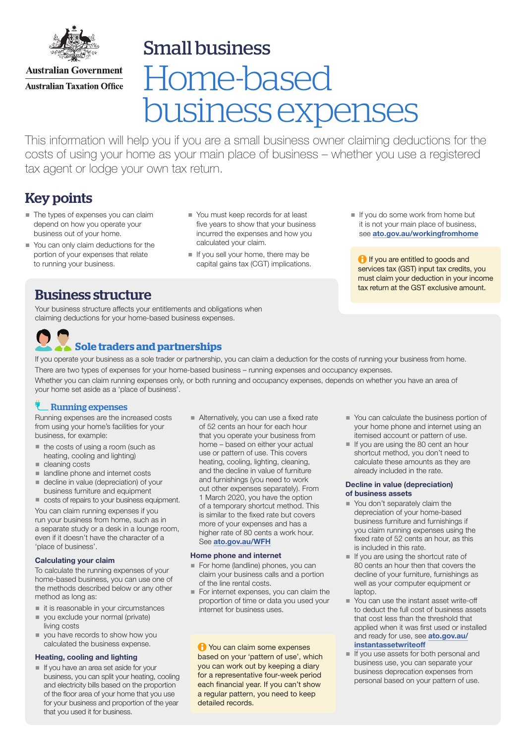Australian Government
Australian Taxation Office

# Small business
# Home-based business expenses

This information will help you if you are a small business owner claiming deductions for the costs of using your home as your main place of business – whether you use a registered tax agent or lodge your own tax return.

## Key points

- The types of expenses you can claim depend on how you operate your business out of your home.
- You can only claim deductions for the portion of your expenses that relate to running your business.
- You must keep records for at least five years to show that your business incurred the expenses and how you calculated your claim.
- If you sell your home, there may be capital gains tax (CGT) implications.
- If you do some work from home but it is not your main place of business, see **ato.gov.au/workingfromhome**

If you are entitled to goods and services tax (GST) input tax credits, you must claim your deduction in your income tax return at the GST exclusive amount.

## Business structure

Your business structure affects your entitlements and obligations when claiming deductions for your home-based business expenses.

### Sole traders and partnerships

If you operate your business as a sole trader or partnership, you can claim a deduction for the costs of running your business from home.

There are two types of expenses for your home-based business – running expenses and occupancy expenses.

Whether you can claim running expenses only, or both running and occupancy expenses, depends on whether you have an area of your home set aside as a 'place of business'.

#### Running expenses

Running expenses are the increased costs from using your home's facilities for your business, for example:

- the costs of using a room (such as heating, cooling and lighting)
- cleaning costs
- landline phone and internet costs
- decline in value (depreciation) of your business furniture and equipment
- costs of repairs to your business equipment.

You can claim running expenses if you run your business from home, such as in a separate study or a desk in a lounge room, even if it doesn't have the character of a 'place of business'.

**Calculating your claim**

To calculate the running expenses of your home-based business, you can use one of the methods described below or any other method as long as:

- it is reasonable in your circumstances
- you exclude your normal (private) living costs
- you have records to show how you calculated the business expense.

**Heating, cooling and lighting**

- If you have an area set aside for your business, you can split your heating, cooling and electricity bills based on the proportion of the floor area of your home that you use for your business and proportion of the year that you used it for business.
- Alternatively, you can use a fixed rate of 52 cents an hour for each hour that you operate your business from home – based on either your actual use or pattern of use. This covers heating, cooling, lighting, cleaning, and the decline in value of furniture and furnishings (you need to work out other expenses separately). From 1 March 2020, you have the option of a temporary shortcut method. This is similar to the fixed rate but covers more of your expenses and has a higher rate of 80 cents a work hour. See **ato.gov.au/WFH**

**Home phone and internet**

- For home (landline) phones, you can claim your business calls and a portion of the line rental costs.
- For internet expenses, you can claim the proportion of time or data you used your internet for business uses.

You can claim some expenses based on your 'pattern of use', which you can work out by keeping a diary for a representative four-week period each financial year. If you can't show a regular pattern, you need to keep detailed records.

- You can calculate the business portion of your home phone and internet using an itemised account or pattern of use.
- If you are using the 80 cent an hour shortcut method, you don't need to calculate these amounts as they are already included in the rate.

**Decline in value (depreciation) of business assets**

- You don't separately claim the depreciation of your home-based business furniture and furnishings if you claim running expenses using the fixed rate of 52 cents an hour, as this is included in this rate.
- If you are using the shortcut rate of 80 cents an hour then that covers the decline of your furniture, furnishings as well as your computer equipment or laptop.
- You can use the instant asset write-off to deduct the full cost of business assets that cost less than the threshold that applied when it was first used or installed and ready for use, see **ato.gov.au/instantassetwriteoff**
- If you use assets for both personal and business use, you can separate your business deprecation expenses from personal based on your pattern of use.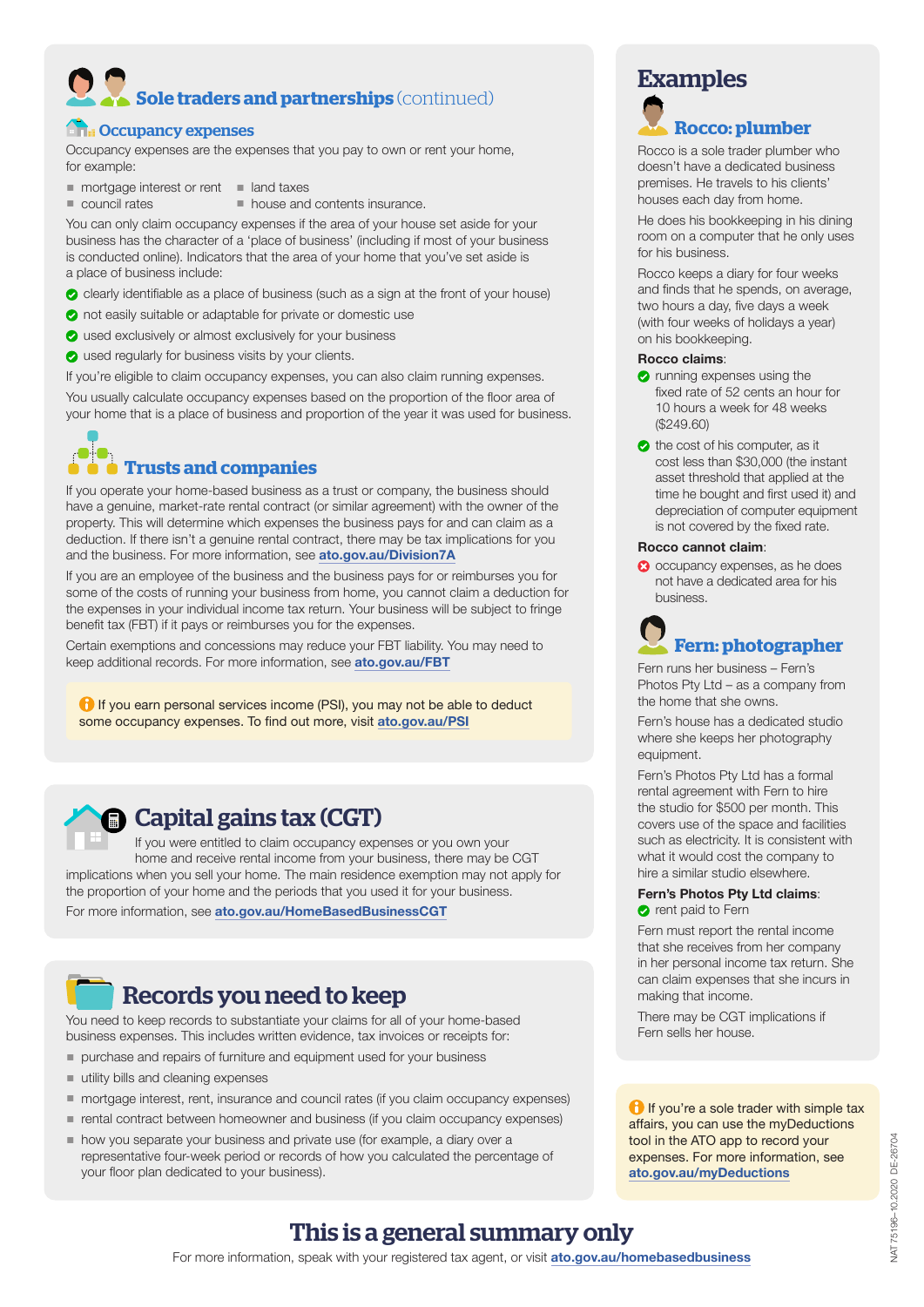## Sole traders and partnerships (continued)

### Occupancy expenses

Occupancy expenses are the expenses that you pay to own or rent your home, for example:

- mortgage interest or rent
- council rates
- land taxes
- house and contents insurance.

You can only claim occupancy expenses if the area of your house set aside for your business has the character of a 'place of business' (including if most of your business is conducted online). Indicators that the area of your home that you've set aside is a place of business include:

- clearly identifiable as a place of business (such as a sign at the front of your house)
- not easily suitable or adaptable for private or domestic use
- used exclusively or almost exclusively for your business
- used regularly for business visits by your clients.

If you're eligible to claim occupancy expenses, you can also claim running expenses.

You usually calculate occupancy expenses based on the proportion of the floor area of your home that is a place of business and proportion of the year it was used for business.

## Trusts and companies

If you operate your home-based business as a trust or company, the business should have a genuine, market-rate rental contract (or similar agreement) with the owner of the property. This will determine which expenses the business pays for and can claim as a deduction. If there isn't a genuine rental contract, there may be tax implications for you and the business. For more information, see **ato.gov.au/Division7A**

If you are an employee of the business and the business pays for or reimburses you for some of the costs of running your business from home, you cannot claim a deduction for the expenses in your individual income tax return. Your business will be subject to fringe benefit tax (FBT) if it pays or reimburses you for the expenses.

Certain exemptions and concessions may reduce your FBT liability. You may need to keep additional records. For more information, see **ato.gov.au/FBT**

> If you earn personal services income (PSI), you may not be able to deduct some occupancy expenses. To find out more, visit **ato.gov.au/PSI**

## Capital gains tax (CGT)

If you were entitled to claim occupancy expenses or you own your home and receive rental income from your business, there may be CGT implications when you sell your home. The main residence exemption may not apply for the proportion of your home and the periods that you used it for your business.

For more information, see **ato.gov.au/HomeBasedBusinessCGT**

## Records you need to keep

You need to keep records to substantiate your claims for all of your home-based business expenses. This includes written evidence, tax invoices or receipts for:

- purchase and repairs of furniture and equipment used for your business
- utility bills and cleaning expenses
- mortgage interest, rent, insurance and council rates (if you claim occupancy expenses)
- rental contract between homeowner and business (if you claim occupancy expenses)
- how you separate your business and private use (for example, a diary over a representative four-week period or records of how you calculated the percentage of your floor plan dedicated to your business).

# Examples

### Rocco: plumber

Rocco is a sole trader plumber who doesn't have a dedicated business premises. He travels to his clients' houses each day from home.

He does his bookkeeping in his dining room on a computer that he only uses for his business.

Rocco keeps a diary for four weeks and finds that he spends, on average, two hours a day, five days a week (with four weeks of holidays a year) on his bookkeeping.

**Rocco claims**:

- running expenses using the fixed rate of 52 cents an hour for 10 hours a week for 48 weeks ($249.60)
- the cost of his computer, as it cost less than $30,000 (the instant asset threshold that applied at the time he bought and first used it) and depreciation of computer equipment is not covered by the fixed rate.

**Rocco cannot claim**:

- occupancy expenses, as he does not have a dedicated area for his business.

### Fern: photographer

Fern runs her business – Fern's Photos Pty Ltd – as a company from the home that she owns.

Fern's house has a dedicated studio where she keeps her photography equipment.

Fern's Photos Pty Ltd has a formal rental agreement with Fern to hire the studio for $500 per month. This covers use of the space and facilities such as electricity. It is consistent with what it would cost the company to hire a similar studio elsewhere.

**Fern's Photos Pty Ltd claims**:

- rent paid to Fern

Fern must report the rental income that she receives from her company in her personal income tax return. She can claim expenses that she incurs in making that income.

There may be CGT implications if Fern sells her house.

> If you're a sole trader with simple tax affairs, you can use the myDeductions tool in the ATO app to record your expenses. For more information, see **ato.gov.au/myDeductions**

# This is a general summary only

For more information, speak with your registered tax agent, or visit **ato.gov.au/homebasedbusiness**

NAT 75196–10.2020 DE-26704